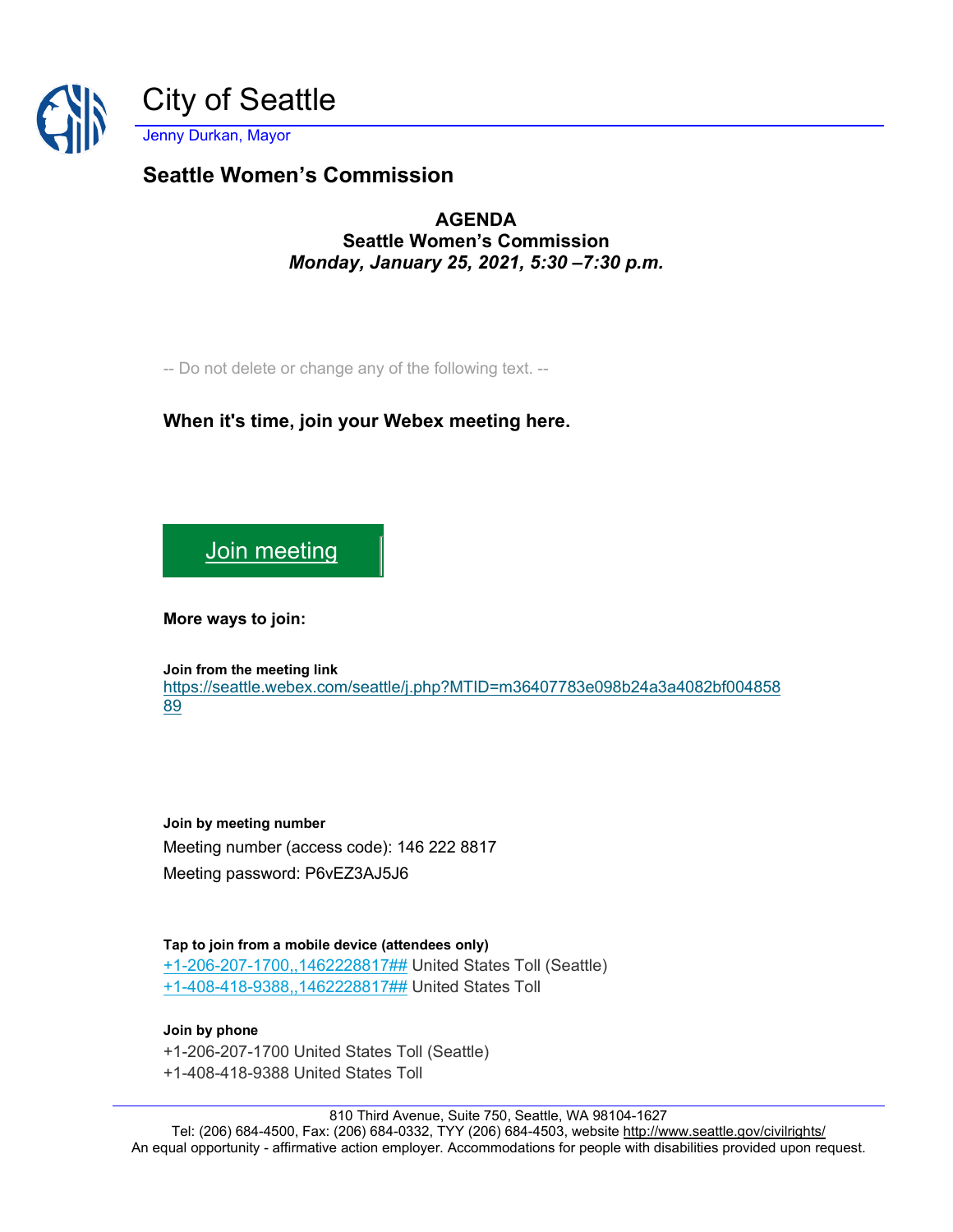# City of Seattle

Jenny Durkan, Mayor

## Seattle Women's Commission

**AGENDA**
**Seattle Women's Commission**
***Monday, January 25, 2021, 5:30 –7:30 p.m.***

-- Do not delete or change any of the following text. --

**When it's time, join your Webex meeting here.**

Join meeting

**More ways to join:**

**Join from the meeting link**
https://seattle.webex.com/seattle/j.php?MTID=m36407783e098b24a3a4082bf00485889

**Join by meeting number**
Meeting number (access code): 146 222 8817
Meeting password: P6vEZ3AJ5J6

**Tap to join from a mobile device (attendees only)**
+1-206-207-1700,,1462228817## United States Toll (Seattle)
+1-408-418-9388,,1462228817## United States Toll

**Join by phone**
+1-206-207-1700 United States Toll (Seattle)
+1-408-418-9388 United States Toll

810 Third Avenue, Suite 750, Seattle, WA 98104-1627
Tel: (206) 684-4500, Fax: (206) 684-0332, TYY (206) 684-4503, website http://www.seattle.gov/civilrights/
An equal opportunity - affirmative action employer. Accommodations for people with disabilities provided upon request.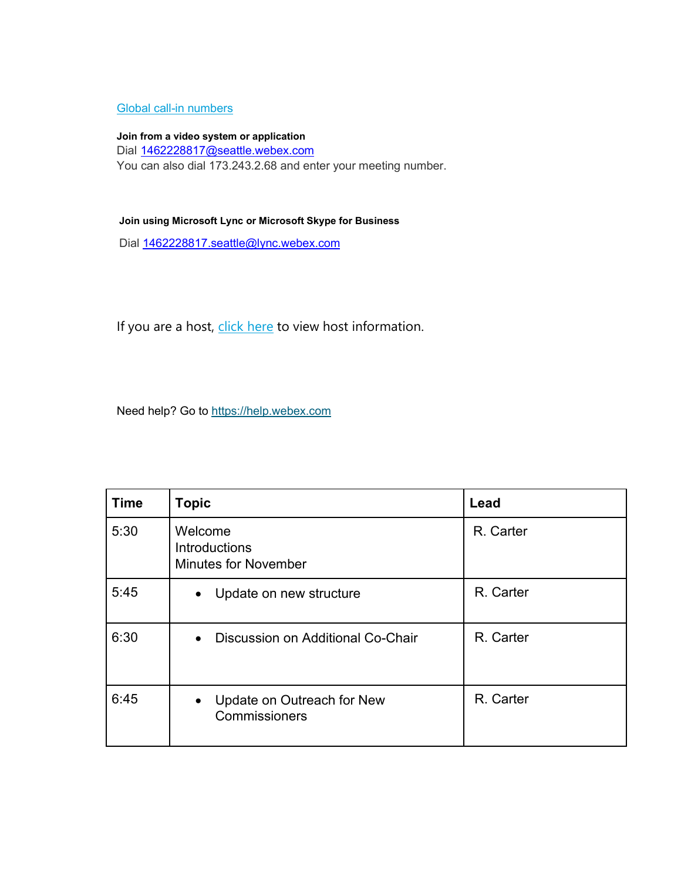[Global call-in numbers](#)

**Join from a video system or application**
Dial [1462228817@seattle.webex.com](mailto:1462228817@seattle.webex.com)
You can also dial 173.243.2.68 and enter your meeting number.

**Join using Microsoft Lync or Microsoft Skype for Business**

Dial [1462228817.seattle@lync.webex.com](mailto:1462228817.seattle@lync.webex.com)

If you are a host, [click here](#) to view host information.

Need help? Go to [https://help.webex.com](https://help.webex.com)

| Time | Topic | Lead |
|---|---|---|
| 5:30 | Welcome<br>Introductions<br>Minutes for November | R. Carter |
| 5:45 | • Update on new structure | R. Carter |
| 6:30 | • Discussion on Additional Co-Chair | R. Carter |
| 6:45 | • Update on Outreach for New Commissioners | R. Carter |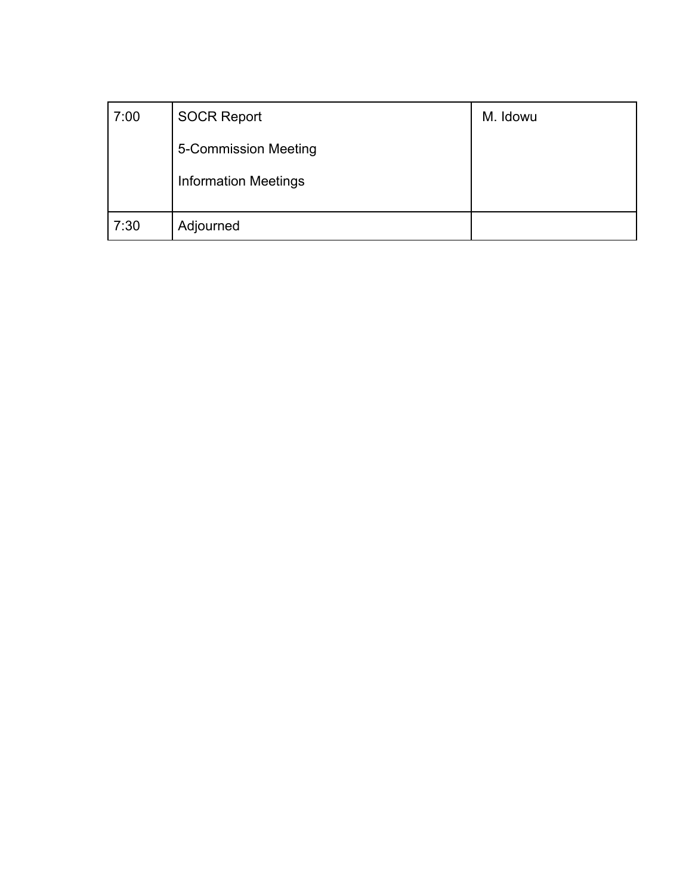| | | |
|---|---|---|
| 7:00 | SOCR Report<br><br>5-Commission Meeting<br><br>Information Meetings | M. Idowu |
| 7:30 | Adjourned | |